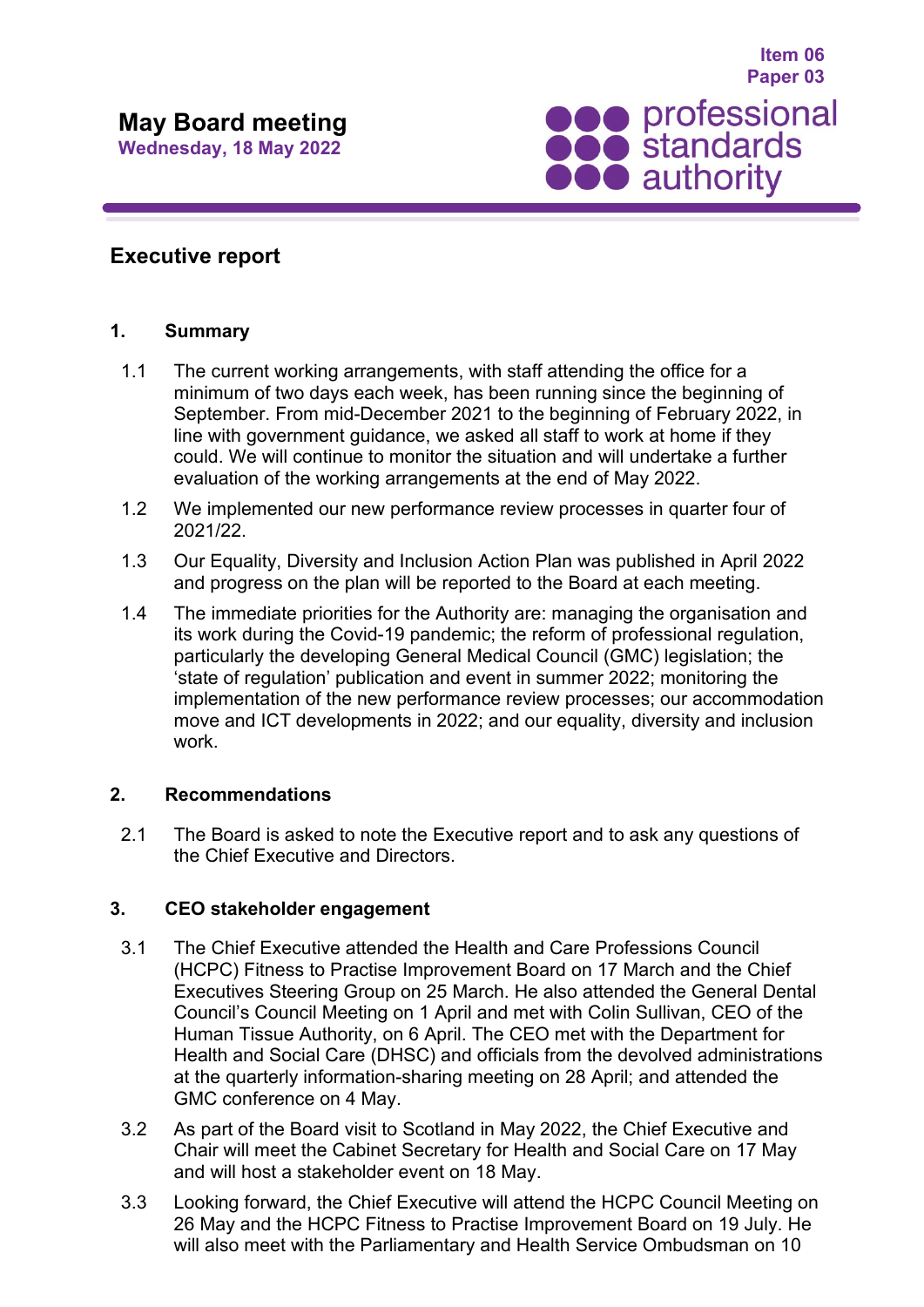Item 06
Paper 03

# May Board meeting

**Wednesday, 18 May 2022**

professional standards authority

## Executive report

### 1. Summary

1.1 The current working arrangements, with staff attending the office for a minimum of two days each week, has been running since the beginning of September. From mid-December 2021 to the beginning of February 2022, in line with government guidance, we asked all staff to work at home if they could. We will continue to monitor the situation and will undertake a further evaluation of the working arrangements at the end of May 2022.

1.2 We implemented our new performance review processes in quarter four of 2021/22.

1.3 Our Equality, Diversity and Inclusion Action Plan was published in April 2022 and progress on the plan will be reported to the Board at each meeting.

1.4 The immediate priorities for the Authority are: managing the organisation and its work during the Covid-19 pandemic; the reform of professional regulation, particularly the developing General Medical Council (GMC) legislation; the 'state of regulation' publication and event in summer 2022; monitoring the implementation of the new performance review processes; our accommodation move and ICT developments in 2022; and our equality, diversity and inclusion work.

### 2. Recommendations

2.1 The Board is asked to note the Executive report and to ask any questions of the Chief Executive and Directors.

### 3. CEO stakeholder engagement

3.1 The Chief Executive attended the Health and Care Professions Council (HCPC) Fitness to Practise Improvement Board on 17 March and the Chief Executives Steering Group on 25 March. He also attended the General Dental Council's Council Meeting on 1 April and met with Colin Sullivan, CEO of the Human Tissue Authority, on 6 April. The CEO met with the Department for Health and Social Care (DHSC) and officials from the devolved administrations at the quarterly information-sharing meeting on 28 April; and attended the GMC conference on 4 May.

3.2 As part of the Board visit to Scotland in May 2022, the Chief Executive and Chair will meet the Cabinet Secretary for Health and Social Care on 17 May and will host a stakeholder event on 18 May.

3.3 Looking forward, the Chief Executive will attend the HCPC Council Meeting on 26 May and the HCPC Fitness to Practise Improvement Board on 19 July. He will also meet with the Parliamentary and Health Service Ombudsman on 10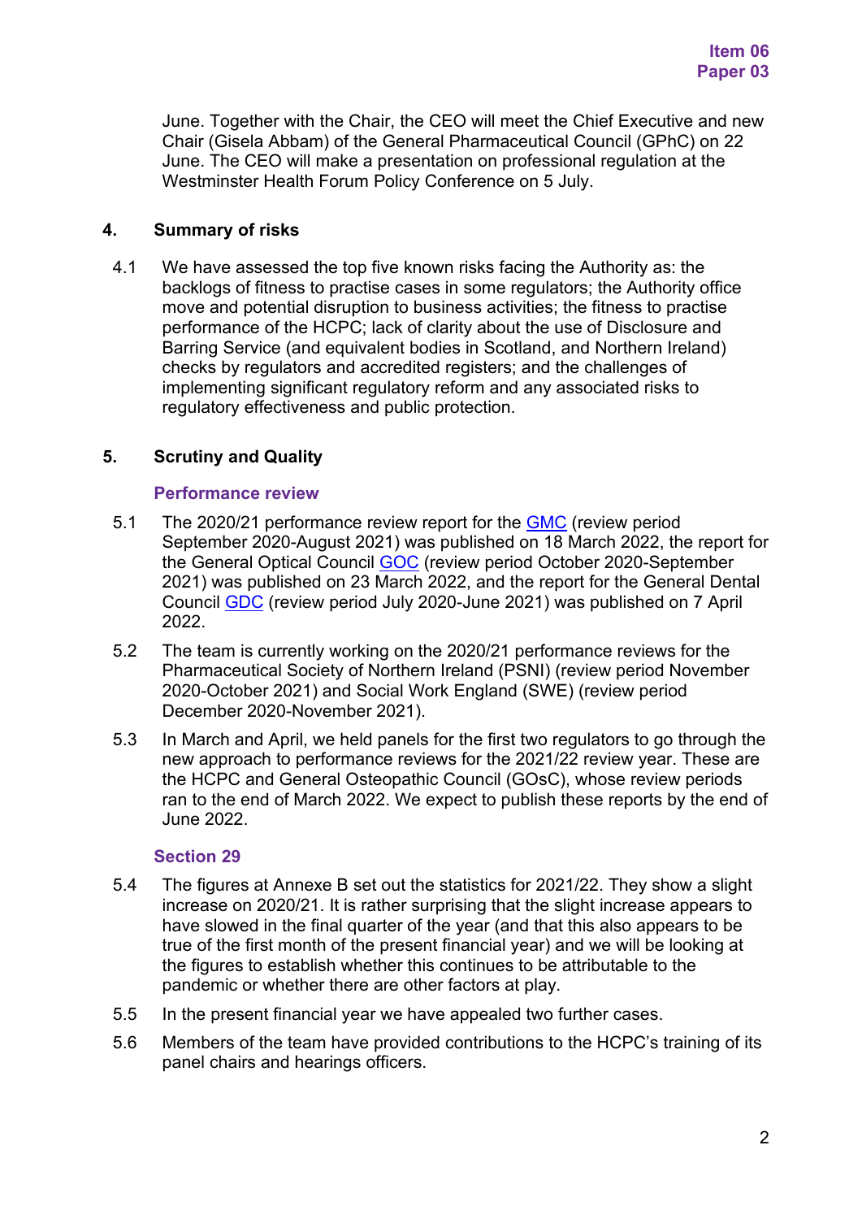June. Together with the Chair, the CEO will meet the Chief Executive and new Chair (Gisela Abbam) of the General Pharmaceutical Council (GPhC) on 22 June. The CEO will make a presentation on professional regulation at the Westminster Health Forum Policy Conference on 5 July.

## 4. Summary of risks

4.1 We have assessed the top five known risks facing the Authority as: the backlogs of fitness to practise cases in some regulators; the Authority office move and potential disruption to business activities; the fitness to practise performance of the HCPC; lack of clarity about the use of Disclosure and Barring Service (and equivalent bodies in Scotland, and Northern Ireland) checks by regulators and accredited registers; and the challenges of implementing significant regulatory reform and any associated risks to regulatory effectiveness and public protection.

## 5. Scrutiny and Quality

### Performance review

5.1 The 2020/21 performance review report for the GMC (review period September 2020-August 2021) was published on 18 March 2022, the report for the General Optical Council GOC (review period October 2020-September 2021) was published on 23 March 2022, and the report for the General Dental Council GDC (review period July 2020-June 2021) was published on 7 April 2022.

5.2 The team is currently working on the 2020/21 performance reviews for the Pharmaceutical Society of Northern Ireland (PSNI) (review period November 2020-October 2021) and Social Work England (SWE) (review period December 2020-November 2021).

5.3 In March and April, we held panels for the first two regulators to go through the new approach to performance reviews for the 2021/22 review year. These are the HCPC and General Osteopathic Council (GOsC), whose review periods ran to the end of March 2022. We expect to publish these reports by the end of June 2022.

### Section 29

5.4 The figures at Annexe B set out the statistics for 2021/22. They show a slight increase on 2020/21. It is rather surprising that the slight increase appears to have slowed in the final quarter of the year (and that this also appears to be true of the first month of the present financial year) and we will be looking at the figures to establish whether this continues to be attributable to the pandemic or whether there are other factors at play.

5.5 In the present financial year we have appealed two further cases.

5.6 Members of the team have provided contributions to the HCPC's training of its panel chairs and hearings officers.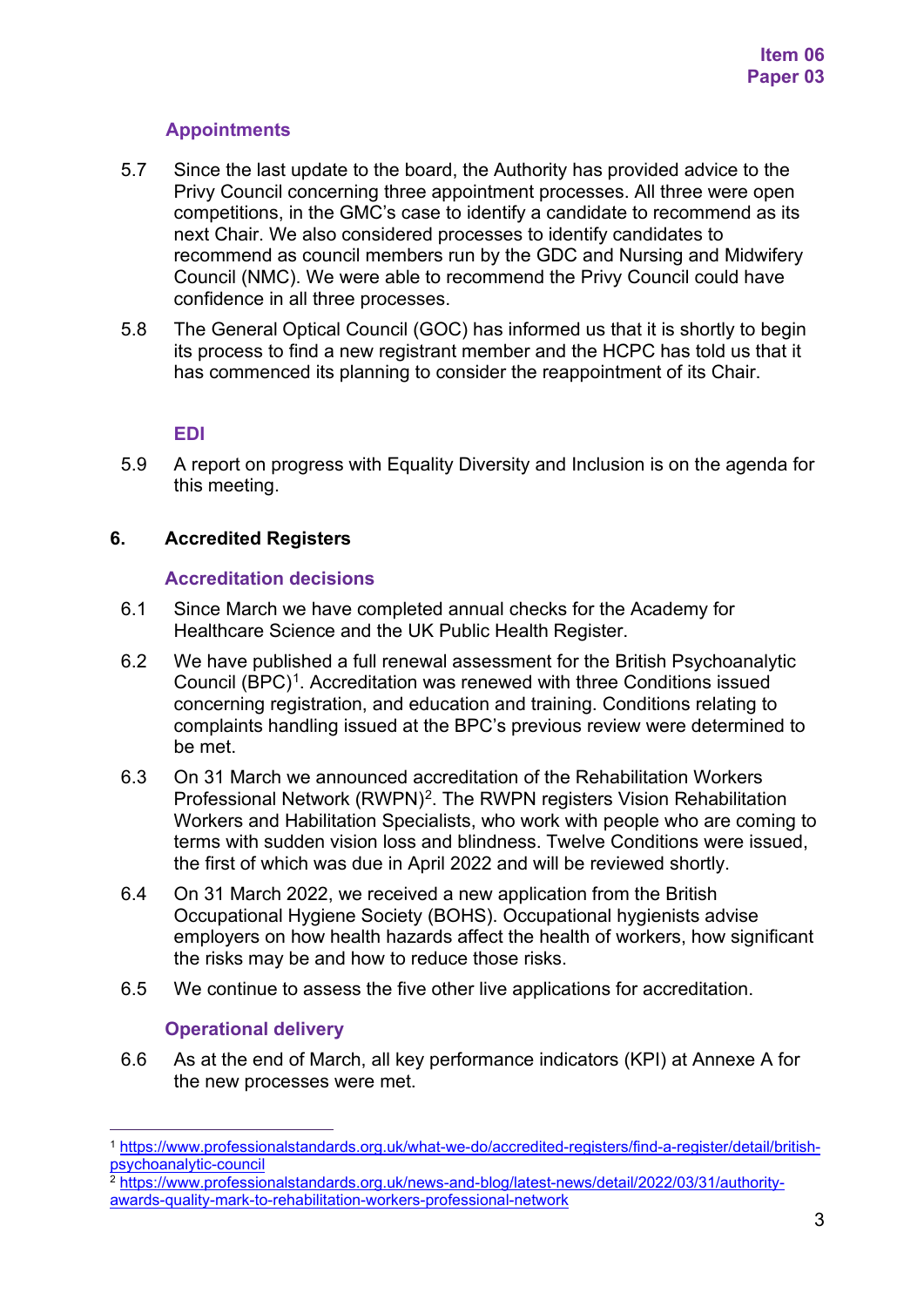### Appointments

5.7 Since the last update to the board, the Authority has provided advice to the Privy Council concerning three appointment processes. All three were open competitions, in the GMC's case to identify a candidate to recommend as its next Chair. We also considered processes to identify candidates to recommend as council members run by the GDC and Nursing and Midwifery Council (NMC). We were able to recommend the Privy Council could have confidence in all three processes.

5.8 The General Optical Council (GOC) has informed us that it is shortly to begin its process to find a new registrant member and the HCPC has told us that it has commenced its planning to consider the reappointment of its Chair.

### EDI

5.9 A report on progress with Equality Diversity and Inclusion is on the agenda for this meeting.

## 6. Accredited Registers

### Accreditation decisions

6.1 Since March we have completed annual checks for the Academy for Healthcare Science and the UK Public Health Register.

6.2 We have published a full renewal assessment for the British Psychoanalytic Council (BPC)[1]. Accreditation was renewed with three Conditions issued concerning registration, and education and training. Conditions relating to complaints handling issued at the BPC's previous review were determined to be met.

6.3 On 31 March we announced accreditation of the Rehabilitation Workers Professional Network (RWPN)[2]. The RWPN registers Vision Rehabilitation Workers and Habilitation Specialists, who work with people who are coming to terms with sudden vision loss and blindness. Twelve Conditions were issued, the first of which was due in April 2022 and will be reviewed shortly.

6.4 On 31 March 2022, we received a new application from the British Occupational Hygiene Society (BOHS). Occupational hygienists advise employers on how health hazards affect the health of workers, how significant the risks may be and how to reduce those risks.

6.5 We continue to assess the five other live applications for accreditation.

### Operational delivery

6.6 As at the end of March, all key performance indicators (KPI) at Annexe A for the new processes were met.

---

[1] https://www.professionalstandards.org.uk/what-we-do/accredited-registers/find-a-register/detail/british-psychoanalytic-council

[2] https://www.professionalstandards.org.uk/news-and-blog/latest-news/detail/2022/03/31/authority-awards-quality-mark-to-rehabilitation-workers-professional-network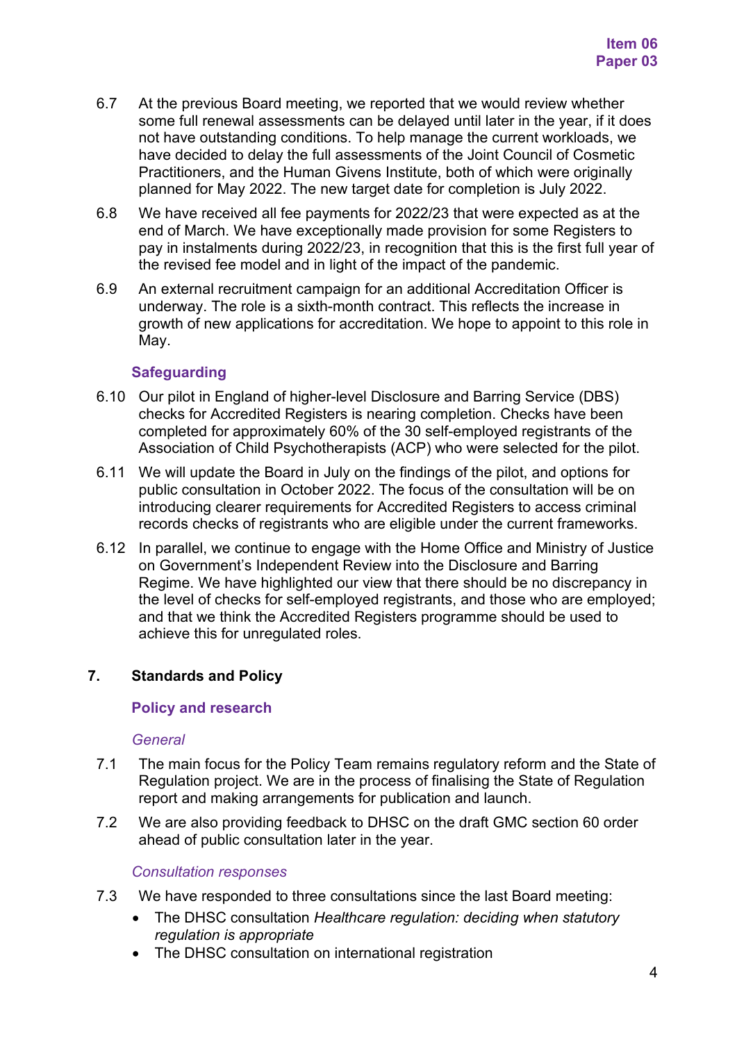6.7 At the previous Board meeting, we reported that we would review whether some full renewal assessments can be delayed until later in the year, if it does not have outstanding conditions. To help manage the current workloads, we have decided to delay the full assessments of the Joint Council of Cosmetic Practitioners, and the Human Givens Institute, both of which were originally planned for May 2022. The new target date for completion is July 2022.

6.8 We have received all fee payments for 2022/23 that were expected as at the end of March. We have exceptionally made provision for some Registers to pay in instalments during 2022/23, in recognition that this is the first full year of the revised fee model and in light of the impact of the pandemic.

6.9 An external recruitment campaign for an additional Accreditation Officer is underway. The role is a sixth-month contract. This reflects the increase in growth of new applications for accreditation. We hope to appoint to this role in May.

### Safeguarding

6.10 Our pilot in England of higher-level Disclosure and Barring Service (DBS) checks for Accredited Registers is nearing completion. Checks have been completed for approximately 60% of the 30 self-employed registrants of the Association of Child Psychotherapists (ACP) who were selected for the pilot.

6.11 We will update the Board in July on the findings of the pilot, and options for public consultation in October 2022. The focus of the consultation will be on introducing clearer requirements for Accredited Registers to access criminal records checks of registrants who are eligible under the current frameworks.

6.12 In parallel, we continue to engage with the Home Office and Ministry of Justice on Government's Independent Review into the Disclosure and Barring Regime. We have highlighted our view that there should be no discrepancy in the level of checks for self-employed registrants, and those who are employed; and that we think the Accredited Registers programme should be used to achieve this for unregulated roles.

## 7. Standards and Policy

### Policy and research

#### *General*

7.1 The main focus for the Policy Team remains regulatory reform and the State of Regulation project. We are in the process of finalising the State of Regulation report and making arrangements for publication and launch.

7.2 We are also providing feedback to DHSC on the draft GMC section 60 order ahead of public consultation later in the year.

#### *Consultation responses*

7.3 We have responded to three consultations since the last Board meeting:

- The DHSC consultation *Healthcare regulation: deciding when statutory regulation is appropriate*
- The DHSC consultation on international registration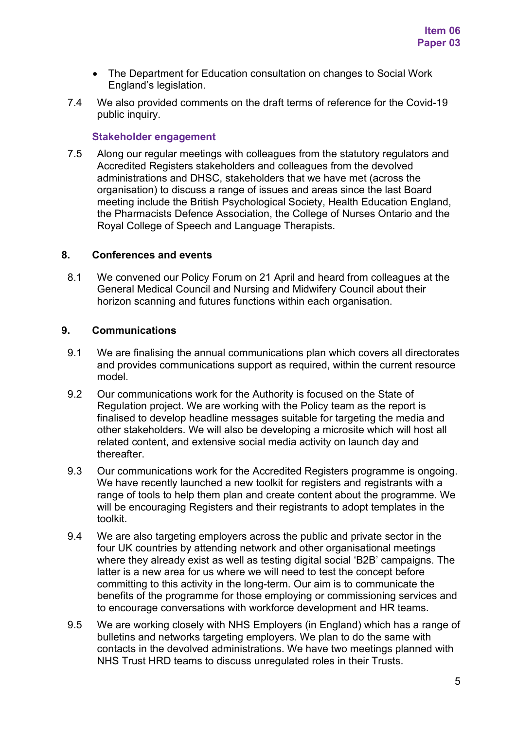- The Department for Education consultation on changes to Social Work England's legislation.

7.4 We also provided comments on the draft terms of reference for the Covid-19 public inquiry.

### Stakeholder engagement

7.5 Along our regular meetings with colleagues from the statutory regulators and Accredited Registers stakeholders and colleagues from the devolved administrations and DHSC, stakeholders that we have met (across the organisation) to discuss a range of issues and areas since the last Board meeting include the British Psychological Society, Health Education England, the Pharmacists Defence Association, the College of Nurses Ontario and the Royal College of Speech and Language Therapists.

## 8. Conferences and events

8.1 We convened our Policy Forum on 21 April and heard from colleagues at the General Medical Council and Nursing and Midwifery Council about their horizon scanning and futures functions within each organisation.

## 9. Communications

9.1 We are finalising the annual communications plan which covers all directorates and provides communications support as required, within the current resource model.

9.2 Our communications work for the Authority is focused on the State of Regulation project. We are working with the Policy team as the report is finalised to develop headline messages suitable for targeting the media and other stakeholders. We will also be developing a microsite which will host all related content, and extensive social media activity on launch day and thereafter.

9.3 Our communications work for the Accredited Registers programme is ongoing. We have recently launched a new toolkit for registers and registrants with a range of tools to help them plan and create content about the programme. We will be encouraging Registers and their registrants to adopt templates in the toolkit.

9.4 We are also targeting employers across the public and private sector in the four UK countries by attending network and other organisational meetings where they already exist as well as testing digital social 'B2B' campaigns. The latter is a new area for us where we will need to test the concept before committing to this activity in the long-term. Our aim is to communicate the benefits of the programme for those employing or commissioning services and to encourage conversations with workforce development and HR teams.

9.5 We are working closely with NHS Employers (in England) which has a range of bulletins and networks targeting employers. We plan to do the same with contacts in the devolved administrations. We have two meetings planned with NHS Trust HRD teams to discuss unregulated roles in their Trusts.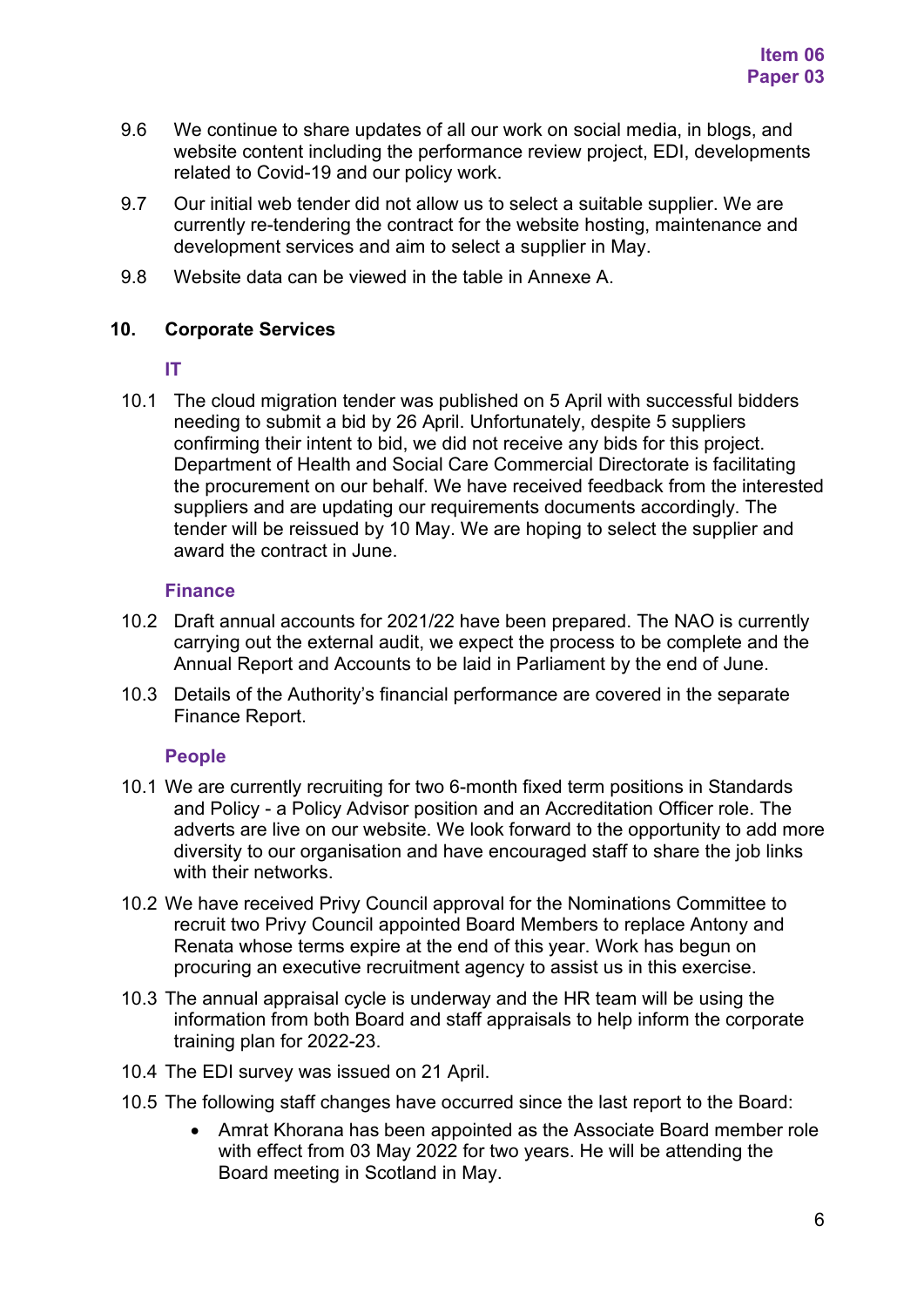9.6 We continue to share updates of all our work on social media, in blogs, and website content including the performance review project, EDI, developments related to Covid-19 and our policy work.

9.7 Our initial web tender did not allow us to select a suitable supplier. We are currently re-tendering the contract for the website hosting, maintenance and development services and aim to select a supplier in May.

9.8 Website data can be viewed in the table in Annexe A.

## 10. Corporate Services

### IT

10.1 The cloud migration tender was published on 5 April with successful bidders needing to submit a bid by 26 April. Unfortunately, despite 5 suppliers confirming their intent to bid, we did not receive any bids for this project. Department of Health and Social Care Commercial Directorate is facilitating the procurement on our behalf. We have received feedback from the interested suppliers and are updating our requirements documents accordingly. The tender will be reissued by 10 May. We are hoping to select the supplier and award the contract in June.

### Finance

10.2 Draft annual accounts for 2021/22 have been prepared. The NAO is currently carrying out the external audit, we expect the process to be complete and the Annual Report and Accounts to be laid in Parliament by the end of June.

10.3 Details of the Authority's financial performance are covered in the separate Finance Report.

### People

10.1 We are currently recruiting for two 6-month fixed term positions in Standards and Policy - a Policy Advisor position and an Accreditation Officer role. The adverts are live on our website. We look forward to the opportunity to add more diversity to our organisation and have encouraged staff to share the job links with their networks.

10.2 We have received Privy Council approval for the Nominations Committee to recruit two Privy Council appointed Board Members to replace Antony and Renata whose terms expire at the end of this year. Work has begun on procuring an executive recruitment agency to assist us in this exercise.

10.3 The annual appraisal cycle is underway and the HR team will be using the information from both Board and staff appraisals to help inform the corporate training plan for 2022-23.

10.4 The EDI survey was issued on 21 April.

10.5 The following staff changes have occurred since the last report to the Board:

- Amrat Khorana has been appointed as the Associate Board member role with effect from 03 May 2022 for two years. He will be attending the Board meeting in Scotland in May.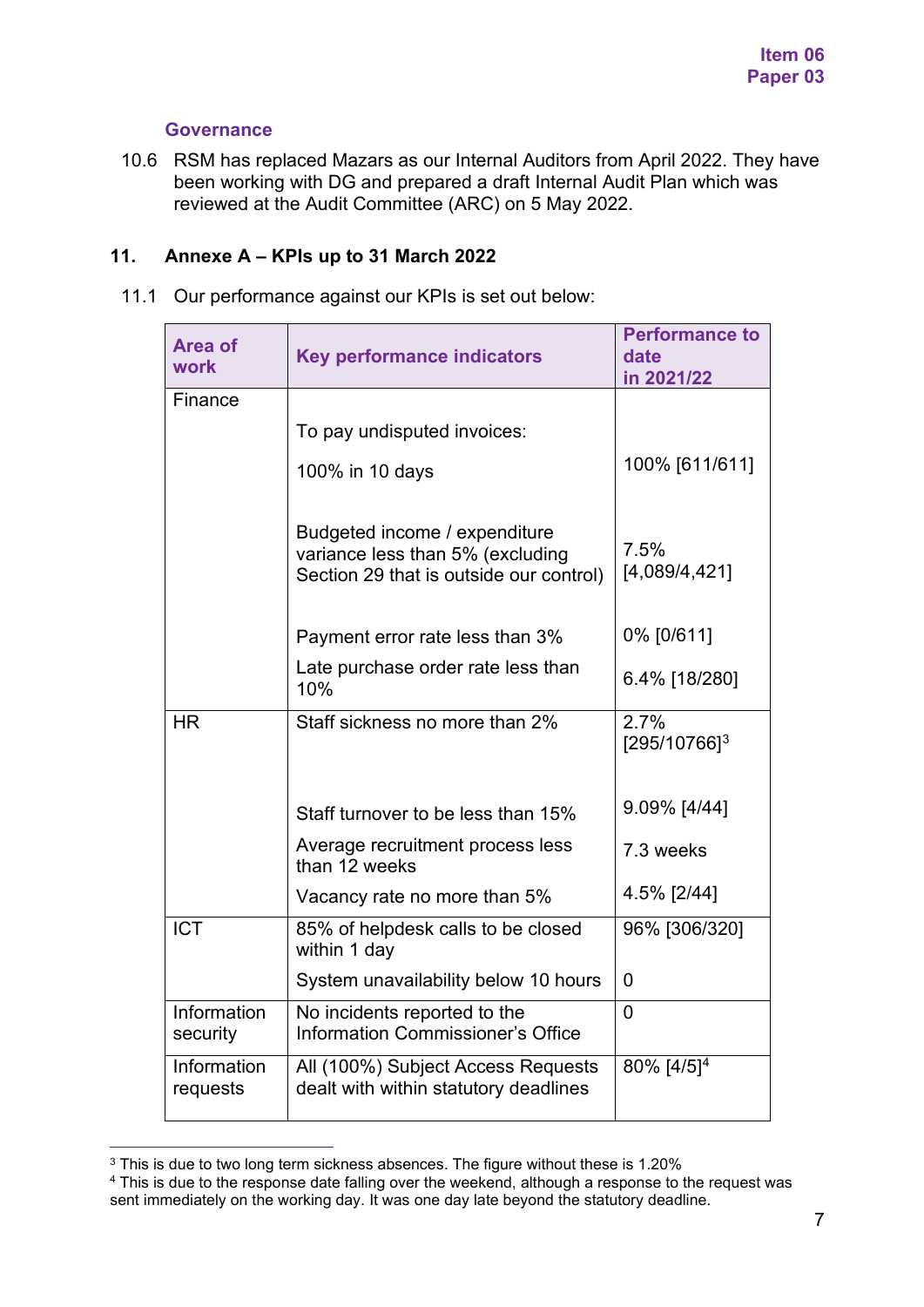### Governance

10.6 RSM has replaced Mazars as our Internal Auditors from April 2022. They have been working with DG and prepared a draft Internal Audit Plan which was reviewed at the Audit Committee (ARC) on 5 May 2022.

## 11. Annexe A – KPIs up to 31 March 2022

11.1 Our performance against our KPIs is set out below:

| Area of work | Key performance indicators | Performance to date in 2021/22 |
|---|---|---|
| Finance | To pay undisputed invoices: 100% in 10 days | 100% [611/611] |
| | Budgeted income / expenditure variance less than 5% (excluding Section 29 that is outside our control) | 7.5% [4,089/4,421] |
| | Payment error rate less than 3% | 0% [0/611] |
| | Late purchase order rate less than 10% | 6.4% [18/280] |
| HR | Staff sickness no more than 2% | 2.7% [295/10766][3] |
| | Staff turnover to be less than 15% | 9.09% [4/44] |
| | Average recruitment process less than 12 weeks | 7.3 weeks |
| | Vacancy rate no more than 5% | 4.5% [2/44] |
| ICT | 85% of helpdesk calls to be closed within 1 day | 96% [306/320] |
| | System unavailability below 10 hours | 0 |
| Information security | No incidents reported to the Information Commissioner's Office | 0 |
| Information requests | All (100%) Subject Access Requests dealt with within statutory deadlines | 80% [4/5][4] |

[3] This is due to two long term sickness absences. The figure without these is 1.20%

[4] This is due to the response date falling over the weekend, although a response to the request was sent immediately on the working day. It was one day late beyond the statutory deadline.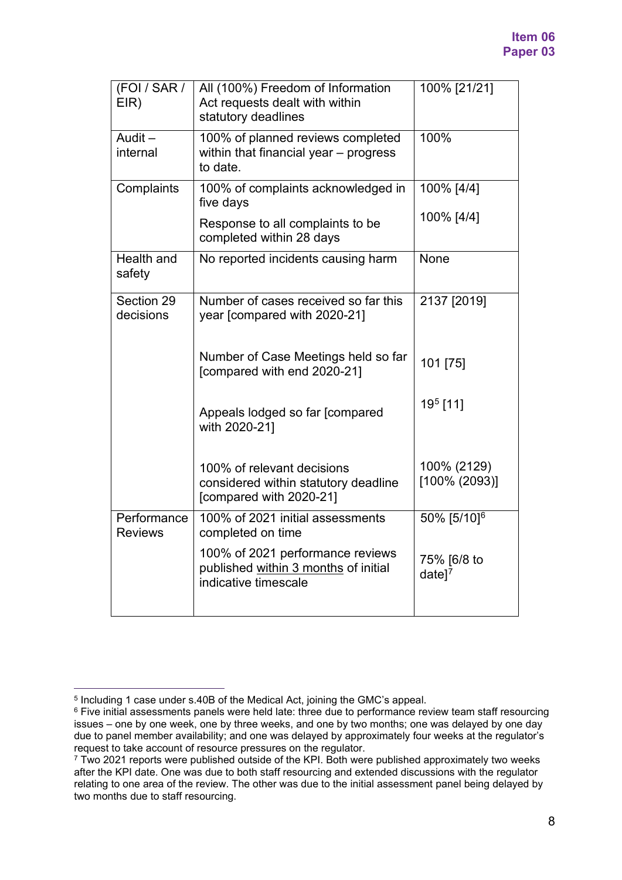| (FOI / SAR / EIR) | All (100%) Freedom of Information Act requests dealt with within statutory deadlines | 100% [21/21] |
|---|---|---|
| Audit – internal | 100% of planned reviews completed within that financial year – progress to date. | 100% |
| Complaints | 100% of complaints acknowledged in five days<br><br>Response to all complaints to be completed within 28 days | 100% [4/4]<br><br>100% [4/4] |
| Health and safety | No reported incidents causing harm | None |
| Section 29 decisions | Number of cases received so far this year [compared with 2020-21]<br><br>Number of Case Meetings held so far [compared with end 2020-21]<br><br>Appeals lodged so far [compared with 2020-21]<br><br>100% of relevant decisions considered within statutory deadline [compared with 2020-21] | 2137 [2019]<br><br>101 [75]<br><br>19[5] [11]<br><br>100% (2129) [100% (2093)] |
| Performance Reviews | 100% of 2021 initial assessments completed on time<br><br>100% of 2021 performance reviews published within 3 months of initial indicative timescale | 50% [5/10][6]<br><br>75% [6/8 to date][7] |

[5] Including 1 case under s.40B of the Medical Act, joining the GMC's appeal.

[6] Five initial assessments panels were held late: three due to performance review team staff resourcing issues – one by one week, one by three weeks, and one by two months; one was delayed by one day due to panel member availability; and one was delayed by approximately four weeks at the regulator's request to take account of resource pressures on the regulator.

[7] Two 2021 reports were published outside of the KPI. Both were published approximately two weeks after the KPI date. One was due to both staff resourcing and extended discussions with the regulator relating to one area of the review. The other was due to the initial assessment panel being delayed by two months due to staff resourcing.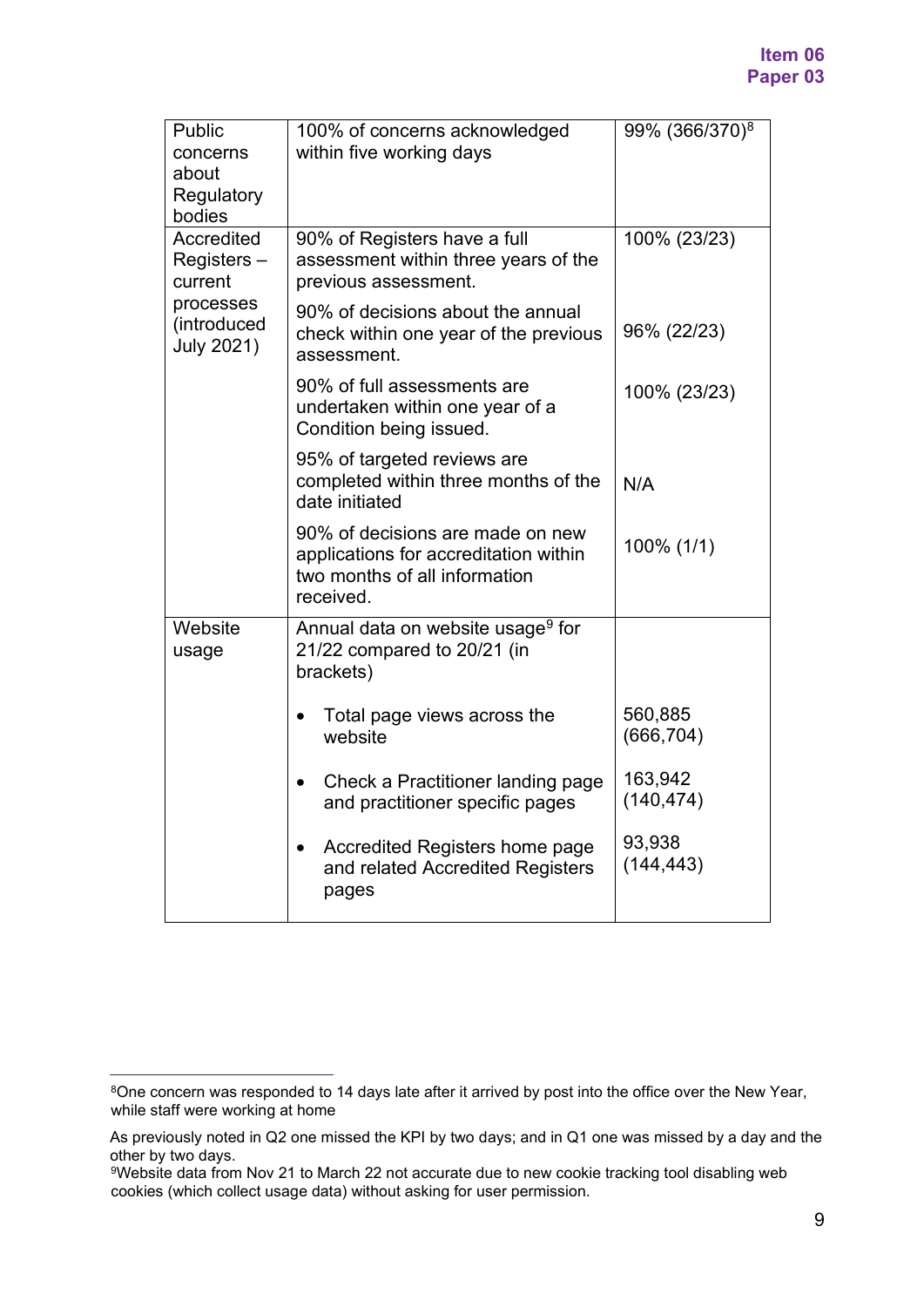| | | |
|---|---|---|
| Public concerns about Regulatory bodies | 100% of concerns acknowledged within five working days | 99% (366/370)[8] |
| Accredited Registers – current processes (introduced July 2021) | 90% of Registers have a full assessment within three years of the previous assessment. | 100% (23/23) |
| | 90% of decisions about the annual check within one year of the previous assessment. | 96% (22/23) |
| | 90% of full assessments are undertaken within one year of a Condition being issued. | 100% (23/23) |
| | 95% of targeted reviews are completed within three months of the date initiated | N/A |
| | 90% of decisions are made on new applications for accreditation within two months of all information received. | 100% (1/1) |
| Website usage | Annual data on website usage[9] for 21/22 compared to 20/21 (in brackets) | |
| | • Total page views across the website | 560,885 (666,704) |
| | • Check a Practitioner landing page and practitioner specific pages | 163,942 (140,474) |
| | • Accredited Registers home page and related Accredited Registers pages | 93,938 (144,443) |

[8]One concern was responded to 14 days late after it arrived by post into the office over the New Year, while staff were working at home

As previously noted in Q2 one missed the KPI by two days; and in Q1 one was missed by a day and the other by two days.

[9]Website data from Nov 21 to March 22 not accurate due to new cookie tracking tool disabling web cookies (which collect usage data) without asking for user permission.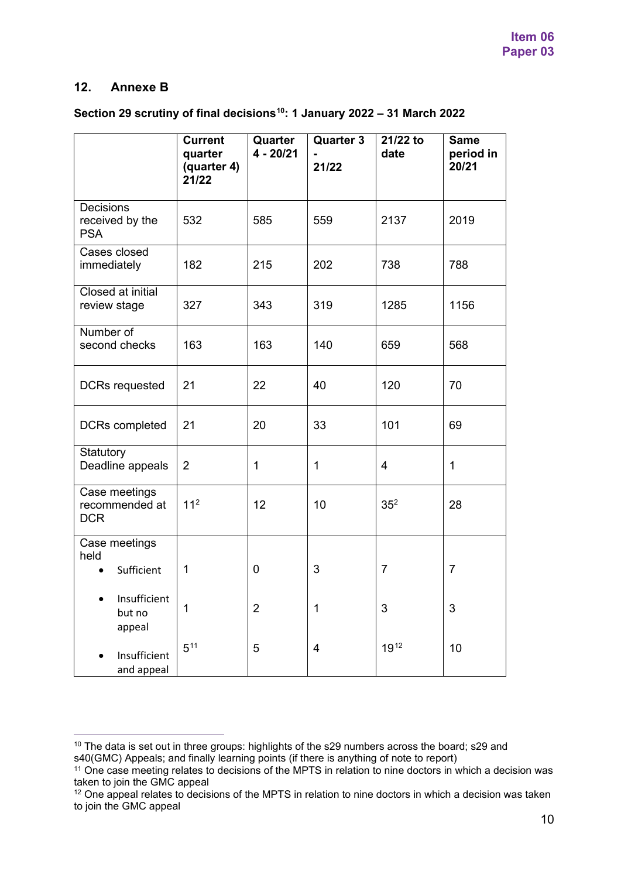## 12. Annexe B

**Section 29 scrutiny of final decisions[10]: 1 January 2022 – 31 March 2022**

| | Current quarter (quarter 4) 21/22 | Quarter 4 - 20/21 | Quarter 3 - 21/22 | 21/22 to date | Same period in 20/21 |
|---|---|---|---|---|---|
| Decisions received by the PSA | 532 | 585 | 559 | 2137 | 2019 |
| Cases closed immediately | 182 | 215 | 202 | 738 | 788 |
| Closed at initial review stage | 327 | 343 | 319 | 1285 | 1156 |
| Number of second checks | 163 | 163 | 140 | 659 | 568 |
| DCRs requested | 21 | 22 | 40 | 120 | 70 |
| DCRs completed | 21 | 20 | 33 | 101 | 69 |
| Statutory Deadline appeals | 2 | 1 | 1 | 4 | 1 |
| Case meetings recommended at DCR | 11[2] | 12 | 10 | 35[2] | 28 |
| Case meetings held | | | | | |
| • Sufficient | 1 | 0 | 3 | 7 | 7 |
| • Insufficient but no appeal | 1 | 2 | 1 | 3 | 3 |
| • Insufficient and appeal | 5[11] | 5 | 4 | 19[12] | 10 |

[10] The data is set out in three groups: highlights of the s29 numbers across the board; s29 and s40(GMC) Appeals; and finally learning points (if there is anything of note to report)

[11] One case meeting relates to decisions of the MPTS in relation to nine doctors in which a decision was taken to join the GMC appeal

[12] One appeal relates to decisions of the MPTS in relation to nine doctors in which a decision was taken to join the GMC appeal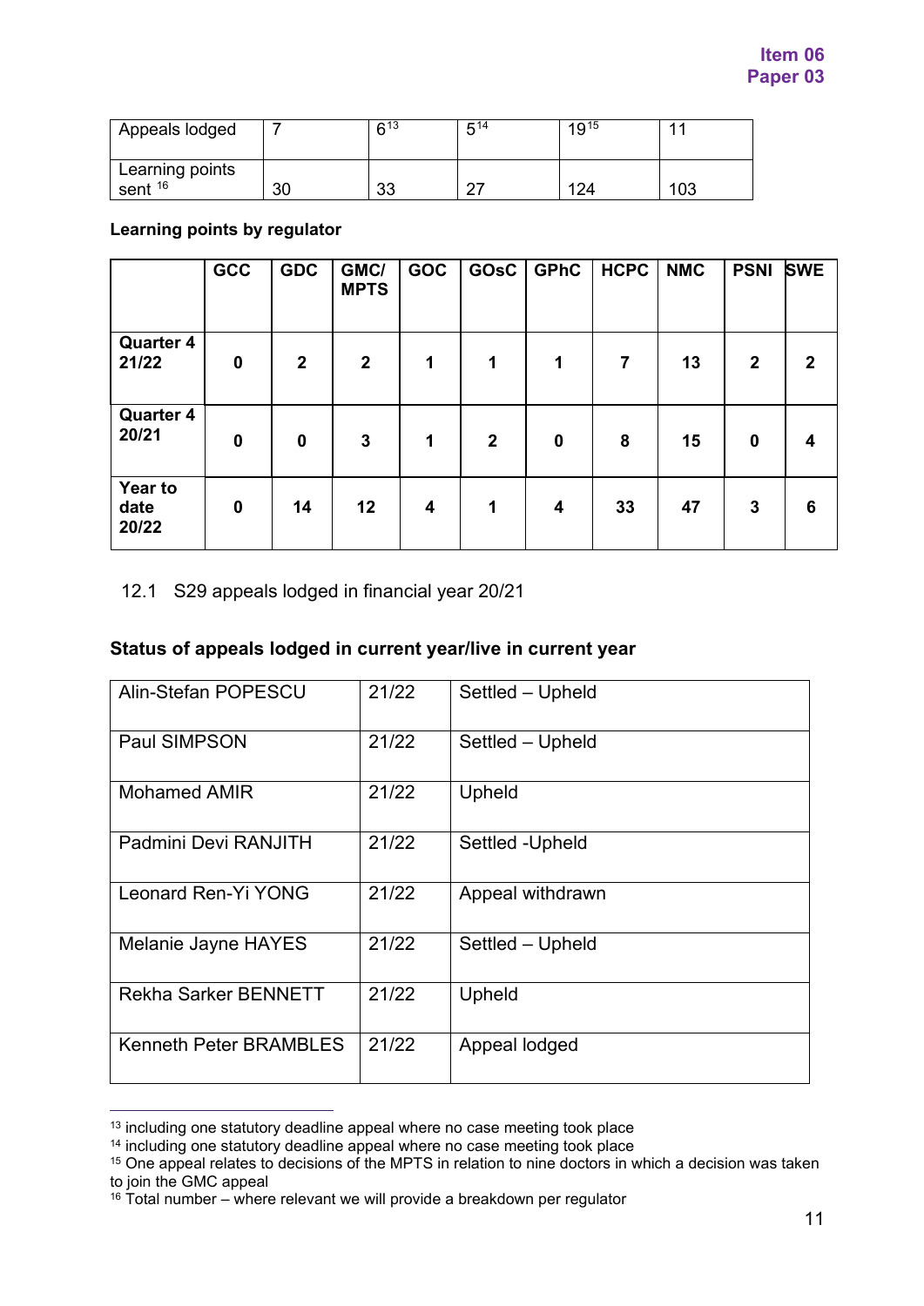| Appeals lodged | 7 | 6[13] | 5[14] | 19[15] | 11 |
|---|---|---|---|---|---|
| Learning points sent [16] | 30 | 33 | 27 | 124 | 103 |

**Learning points by regulator**

| | GCC | GDC | GMC/ MPTS | GOC | GOsC | GPhC | HCPC | NMC | PSNI | SWE |
|---|---|---|---|---|---|---|---|---|---|---|
| **Quarter 4 21/22** | **0** | **2** | **2** | **1** | **1** | **1** | **7** | **13** | **2** | **2** |
| **Quarter 4 20/21** | **0** | **0** | **3** | **1** | **2** | **0** | **8** | **15** | **0** | **4** |
| **Year to date 20/22** | **0** | **14** | **12** | **4** | **1** | **4** | **33** | **47** | **3** | **6** |

12.1 S29 appeals lodged in financial year 20/21

**Status of appeals lodged in current year/live in current year**

| | | |
|---|---|---|
| Alin-Stefan POPESCU | 21/22 | Settled – Upheld |
| Paul SIMPSON | 21/22 | Settled – Upheld |
| Mohamed AMIR | 21/22 | Upheld |
| Padmini Devi RANJITH | 21/22 | Settled -Upheld |
| Leonard Ren-Yi YONG | 21/22 | Appeal withdrawn |
| Melanie Jayne HAYES | 21/22 | Settled – Upheld |
| Rekha Sarker BENNETT | 21/22 | Upheld |
| Kenneth Peter BRAMBLES | 21/22 | Appeal lodged |

[13] including one statutory deadline appeal where no case meeting took place
[14] including one statutory deadline appeal where no case meeting took place
[15] One appeal relates to decisions of the MPTS in relation to nine doctors in which a decision was taken to join the GMC appeal
[16] Total number – where relevant we will provide a breakdown per regulator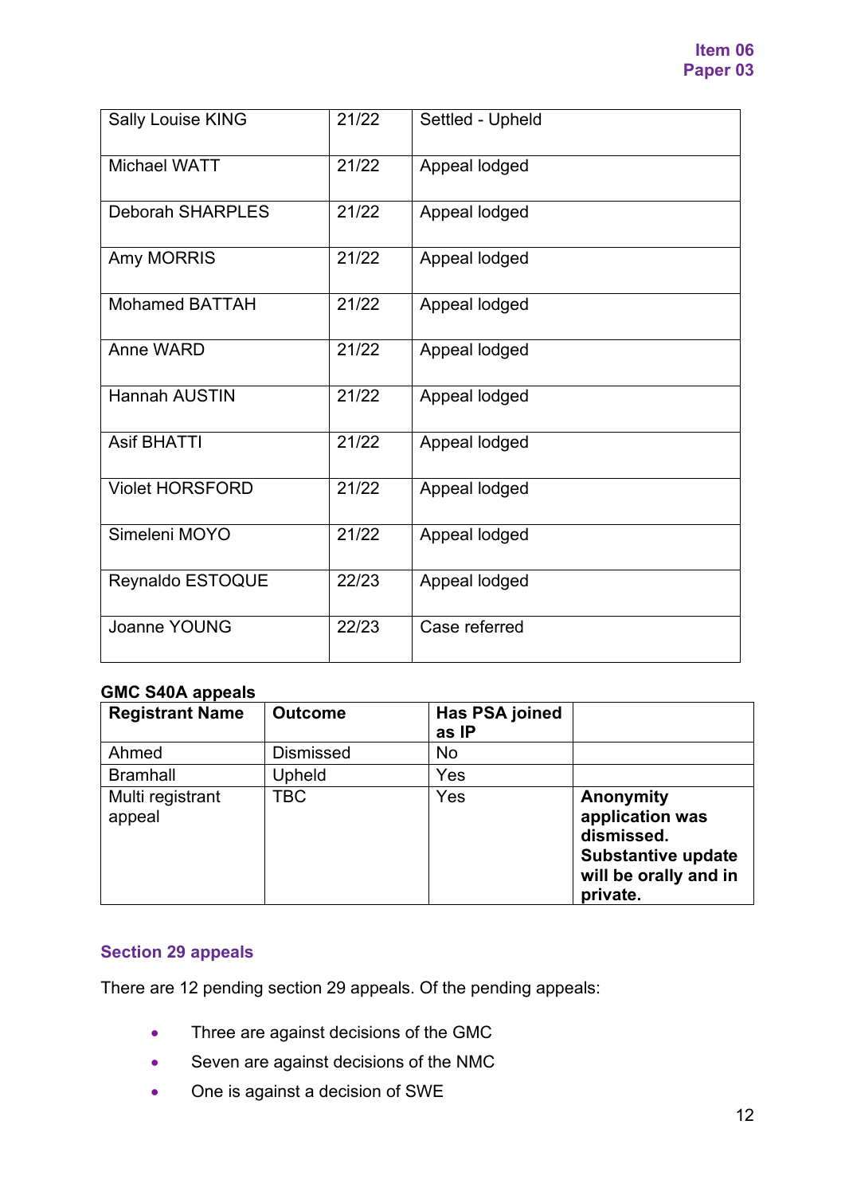| | | |
|---|---|---|
| Sally Louise KING | 21/22 | Settled - Upheld |
| Michael WATT | 21/22 | Appeal lodged |
| Deborah SHARPLES | 21/22 | Appeal lodged |
| Amy MORRIS | 21/22 | Appeal lodged |
| Mohamed BATTAH | 21/22 | Appeal lodged |
| Anne WARD | 21/22 | Appeal lodged |
| Hannah AUSTIN | 21/22 | Appeal lodged |
| Asif BHATTI | 21/22 | Appeal lodged |
| Violet HORSFORD | 21/22 | Appeal lodged |
| Simeleni MOYO | 21/22 | Appeal lodged |
| Reynaldo ESTOQUE | 22/23 | Appeal lodged |
| Joanne YOUNG | 22/23 | Case referred |

**GMC S40A appeals**

| **Registrant Name** | **Outcome** | **Has PSA joined as IP** | |
|---|---|---|---|
| Ahmed | Dismissed | No | |
| Bramhall | Upheld | Yes | |
| Multi registrant appeal | TBC | Yes | **Anonymity application was dismissed. Substantive update will be orally and in private.** |

## Section 29 appeals

There are 12 pending section 29 appeals. Of the pending appeals:

- Three are against decisions of the GMC
- Seven are against decisions of the NMC
- One is against a decision of SWE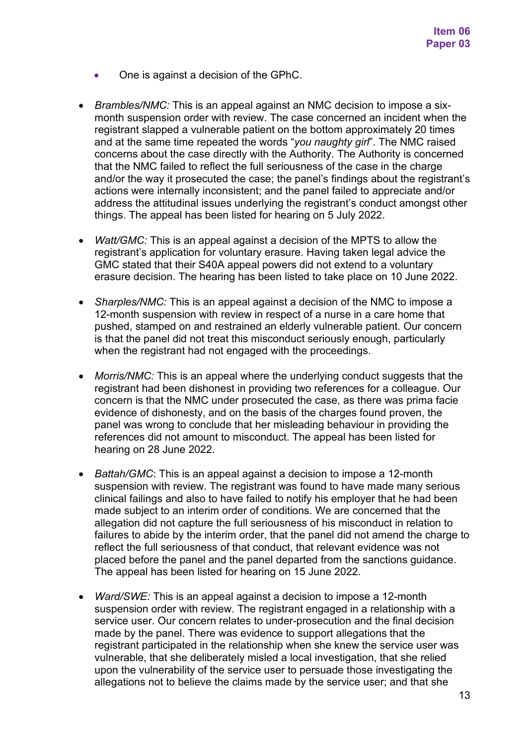- One is against a decision of the GPhC.

- *Brambles/NMC:* This is an appeal against an NMC decision to impose a six-month suspension order with review. The case concerned an incident when the registrant slapped a vulnerable patient on the bottom approximately 20 times and at the same time repeated the words "*you naughty girl*". The NMC raised concerns about the case directly with the Authority. The Authority is concerned that the NMC failed to reflect the full seriousness of the case in the charge and/or the way it prosecuted the case; the panel's findings about the registrant's actions were internally inconsistent; and the panel failed to appreciate and/or address the attitudinal issues underlying the registrant's conduct amongst other things. The appeal has been listed for hearing on 5 July 2022.

- *Watt/GMC:* This is an appeal against a decision of the MPTS to allow the registrant's application for voluntary erasure. Having taken legal advice the GMC stated that their S40A appeal powers did not extend to a voluntary erasure decision. The hearing has been listed to take place on 10 June 2022.

- *Sharples/NMC:* This is an appeal against a decision of the NMC to impose a 12-month suspension with review in respect of a nurse in a care home that pushed, stamped on and restrained an elderly vulnerable patient. Our concern is that the panel did not treat this misconduct seriously enough, particularly when the registrant had not engaged with the proceedings.

- *Morris/NMC:* This is an appeal where the underlying conduct suggests that the registrant had been dishonest in providing two references for a colleague. Our concern is that the NMC under prosecuted the case, as there was prima facie evidence of dishonesty, and on the basis of the charges found proven, the panel was wrong to conclude that her misleading behaviour in providing the references did not amount to misconduct. The appeal has been listed for hearing on 28 June 2022.

- *Battah/GMC*: This is an appeal against a decision to impose a 12-month suspension with review. The registrant was found to have made many serious clinical failings and also to have failed to notify his employer that he had been made subject to an interim order of conditions. We are concerned that the allegation did not capture the full seriousness of his misconduct in relation to failures to abide by the interim order, that the panel did not amend the charge to reflect the full seriousness of that conduct, that relevant evidence was not placed before the panel and the panel departed from the sanctions guidance. The appeal has been listed for hearing on 15 June 2022.

- *Ward/SWE:* This is an appeal against a decision to impose a 12-month suspension order with review. The registrant engaged in a relationship with a service user. Our concern relates to under-prosecution and the final decision made by the panel. There was evidence to support allegations that the registrant participated in the relationship when she knew the service user was vulnerable, that she deliberately misled a local investigation, that she relied upon the vulnerability of the service user to persuade those investigating the allegations not to believe the claims made by the service user; and that she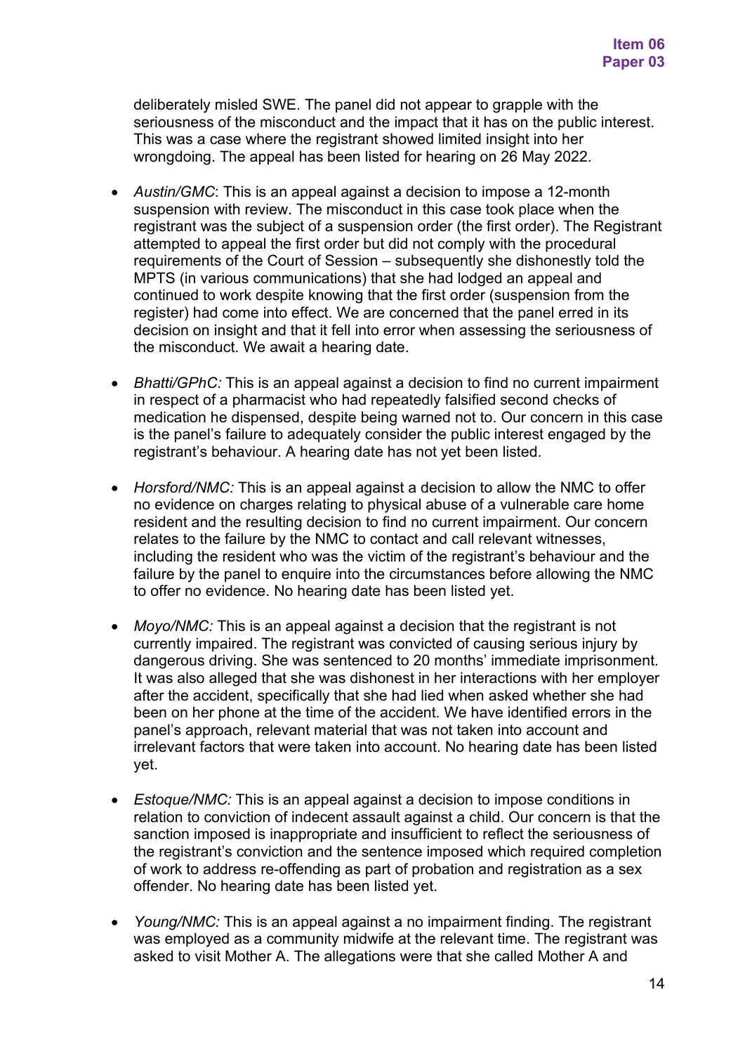deliberately misled SWE. The panel did not appear to grapple with the seriousness of the misconduct and the impact that it has on the public interest. This was a case where the registrant showed limited insight into her wrongdoing. The appeal has been listed for hearing on 26 May 2022.

- *Austin/GMC*: This is an appeal against a decision to impose a 12-month suspension with review. The misconduct in this case took place when the registrant was the subject of a suspension order (the first order). The Registrant attempted to appeal the first order but did not comply with the procedural requirements of the Court of Session – subsequently she dishonestly told the MPTS (in various communications) that she had lodged an appeal and continued to work despite knowing that the first order (suspension from the register) had come into effect. We are concerned that the panel erred in its decision on insight and that it fell into error when assessing the seriousness of the misconduct. We await a hearing date.

- *Bhatti/GPhC:* This is an appeal against a decision to find no current impairment in respect of a pharmacist who had repeatedly falsified second checks of medication he dispensed, despite being warned not to. Our concern in this case is the panel's failure to adequately consider the public interest engaged by the registrant's behaviour. A hearing date has not yet been listed.

- *Horsford/NMC:* This is an appeal against a decision to allow the NMC to offer no evidence on charges relating to physical abuse of a vulnerable care home resident and the resulting decision to find no current impairment. Our concern relates to the failure by the NMC to contact and call relevant witnesses, including the resident who was the victim of the registrant's behaviour and the failure by the panel to enquire into the circumstances before allowing the NMC to offer no evidence. No hearing date has been listed yet.

- *Moyo/NMC:* This is an appeal against a decision that the registrant is not currently impaired. The registrant was convicted of causing serious injury by dangerous driving. She was sentenced to 20 months' immediate imprisonment. It was also alleged that she was dishonest in her interactions with her employer after the accident, specifically that she had lied when asked whether she had been on her phone at the time of the accident. We have identified errors in the panel's approach, relevant material that was not taken into account and irrelevant factors that were taken into account. No hearing date has been listed yet.

- *Estoque/NMC:* This is an appeal against a decision to impose conditions in relation to conviction of indecent assault against a child. Our concern is that the sanction imposed is inappropriate and insufficient to reflect the seriousness of the registrant's conviction and the sentence imposed which required completion of work to address re-offending as part of probation and registration as a sex offender. No hearing date has been listed yet.

- *Young/NMC:* This is an appeal against a no impairment finding. The registrant was employed as a community midwife at the relevant time. The registrant was asked to visit Mother A. The allegations were that she called Mother A and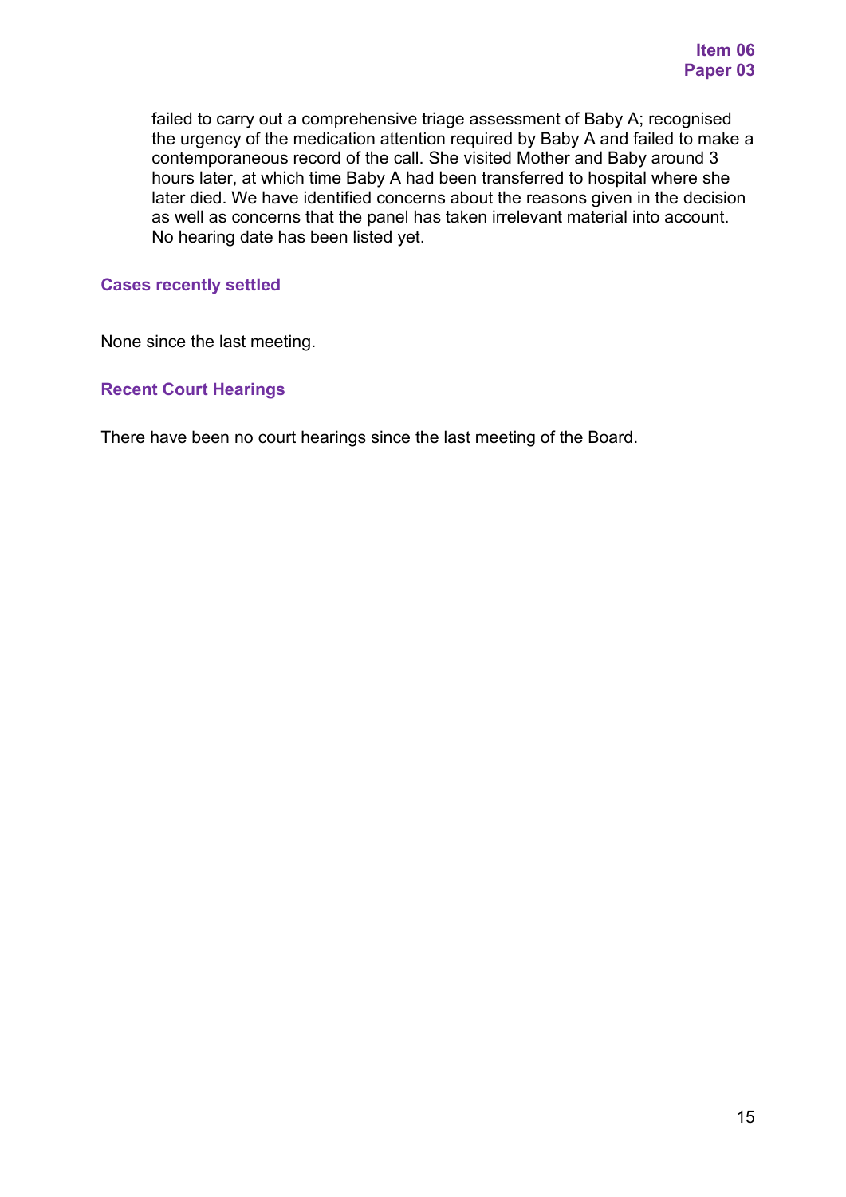failed to carry out a comprehensive triage assessment of Baby A; recognised the urgency of the medication attention required by Baby A and failed to make a contemporaneous record of the call. She visited Mother and Baby around 3 hours later, at which time Baby A had been transferred to hospital where she later died. We have identified concerns about the reasons given in the decision as well as concerns that the panel has taken irrelevant material into account. No hearing date has been listed yet.

### Cases recently settled

None since the last meeting.

### Recent Court Hearings

There have been no court hearings since the last meeting of the Board.